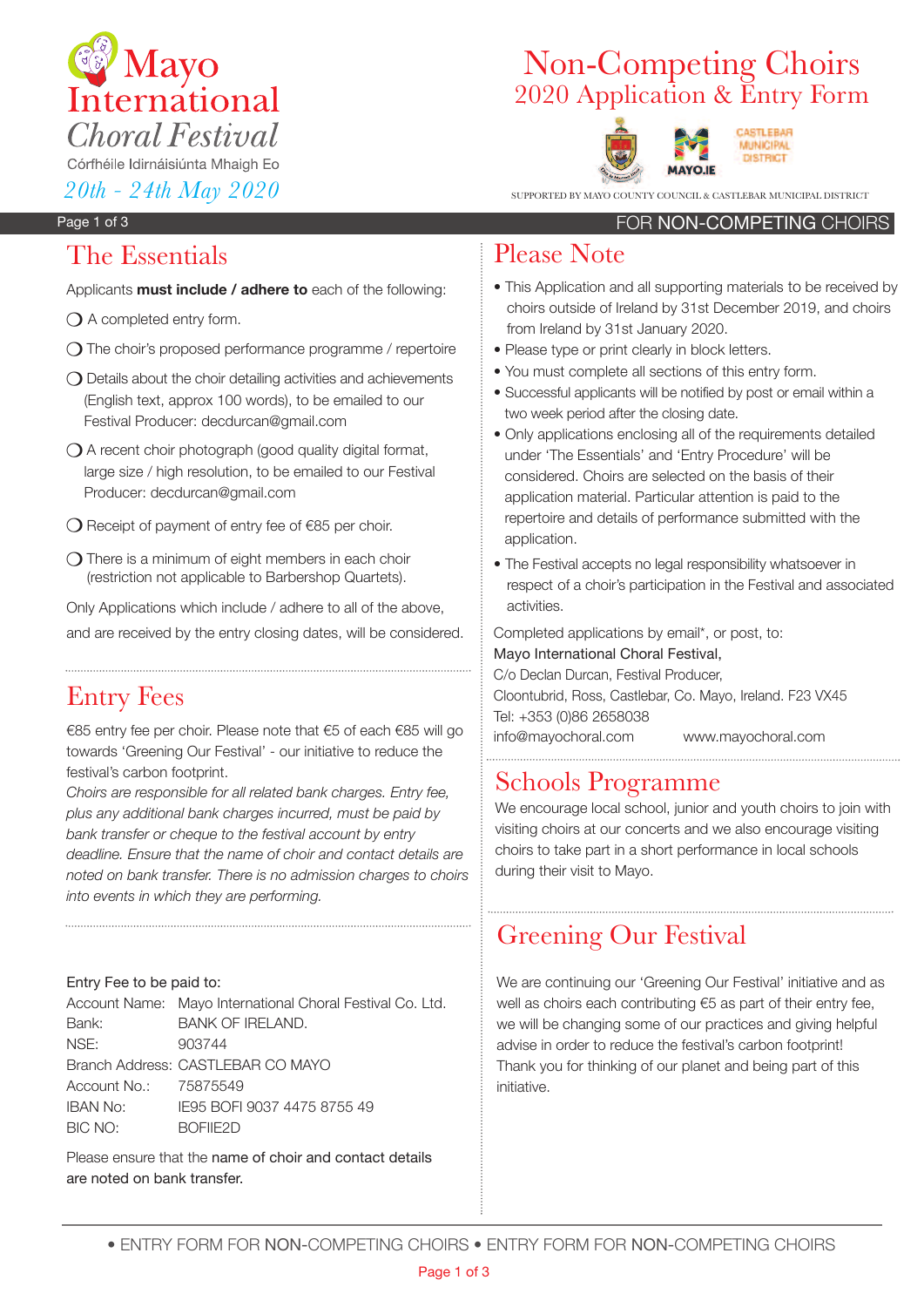# Mayo International Choral Festival

Córfhéile Idirnáisiúnta Mhaigh Eo

*20th - 24th May 2020*

# Non-Competing Choirs

## 2020 Application & Entry Form

SUPPORTED BY MAYO COUNTY COUNCIL & CASTLEBAR MUNICIPAL DISTRICT

FOR NON-COMPETING CHOIRS

## The Essentials

Applicants **must include / adhere to** each of the following:

- ❍ A completed entry form.
- ❍ The choir's proposed performance programme / repertoire
- ❍ Details about the choir detailing activities and achievements (English text, approx 100 words), to be emailed to our Festival Producer: decdurcan@gmail.com
- ❍ A recent choir photograph (good quality digital format, large size / high resolution, to be emailed to our Festival Producer: decdurcan@gmail.com
- ❍ Receipt of payment of entry fee of €85 per choir.
- ❍ There is a minimum of eight members in each choir (restriction not applicable to Barbershop Quartets).

Only Applications which include / adhere to all of the above, and are received by the entry closing dates, will be considered.

## Entry Fees

€85 entry fee per choir. Please note that €5 of each €85 will go towards 'Greening Our Festival' - our initiative to reduce the festival's carbon footprint.

*Choirs are responsible for all related bank charges. Entry fee, plus any additional bank charges incurred, must be paid by bank transfer or cheque to the festival account by entry deadline. Ensure that the name of choir and contact details are noted on bank transfer. There is no admission charges to choirs into events in which they are performing.*

Entry Fee to be paid to:

| | |
|---|---|
| Account Name: | Mayo International Choral Festival Co. Ltd. |
| Bank: | BANK OF IRELAND. |
| NSE: | 903744 |
| Branch Address: | CASTLEBAR CO MAYO |
| Account No.: | 75875549 |
| IBAN No: | IE95 BOFI 9037 4475 8755 49 |
| BIC NO: | BOFIIE2D |

Please ensure that the name of choir and contact details are noted on bank transfer.

## Please Note

- This Application and all supporting materials to be received by choirs outside of Ireland by 31st December 2019, and choirs from Ireland by 31st January 2020.
- Please type or print clearly in block letters.
- You must complete all sections of this entry form.
- Successful applicants will be notified by post or email within a two week period after the closing date.
- Only applications enclosing all of the requirements detailed under 'The Essentials' and 'Entry Procedure' will be considered. Choirs are selected on the basis of their application material. Particular attention is paid to the repertoire and details of performance submitted with the application.
- The Festival accepts no legal responsibility whatsoever in respect of a choir's participation in the Festival and associated activities.

Completed applications by email*, or post, to:
Mayo International Choral Festival,
C/o Declan Durcan, Festival Producer,
Cloontubrid, Ross, Castlebar, Co. Mayo, Ireland. F23 VX45
Tel: +353 (0)86 2658038
info@mayochoral.com www.mayochoral.com

## Schools Programme

We encourage local school, junior and youth choirs to join with visiting choirs at our concerts and we also encourage visiting choirs to take part in a short performance in local schools during their visit to Mayo.

## Greening Our Festival

We are continuing our 'Greening Our Festival' initiative and as well as choirs each contributing €5 as part of their entry fee, we will be changing some of our practices and giving helpful advise in order to reduce the festival's carbon footprint! Thank you for thinking of our planet and being part of this initiative.

• ENTRY FORM FOR NON-COMPETING CHOIRS • ENTRY FORM FOR NON-COMPETING CHOIRS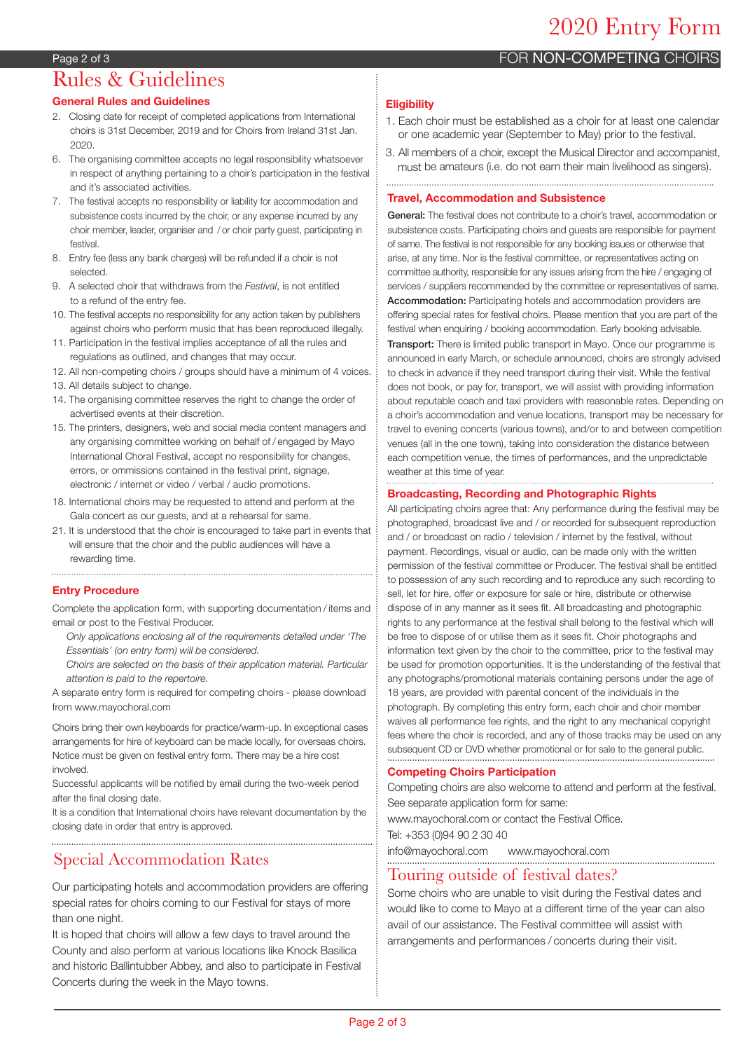# 2020 Entry Form

FOR NON-COMPETING CHOIRS

## Rules & Guidelines

### General Rules and Guidelines

2. Closing date for receipt of completed applications from International choirs is 31st December, 2019 and for Choirs from Ireland 31st Jan. 2020.
6. The organising committee accepts no legal responsibility whatsoever in respect of anything pertaining to a choir's participation in the festival and it's associated activities.
7. The festival accepts no responsibility or liability for accommodation and subsistence costs incurred by the choir, or any expense incurred by any choir member, leader, organiser and / or choir party guest, participating in festival.
8. Entry fee (less any bank charges) will be refunded if a choir is not selected.
9. A selected choir that withdraws from the *Festival*, is not entitled to a refund of the entry fee.
10. The festival accepts no responsibility for any action taken by publishers against choirs who perform music that has been reproduced illegally.
11. Participation in the festival implies acceptance of all the rules and regulations as outlined, and changes that may occur.
12. All non-competing choirs / groups should have a minimum of 4 voices.
13. All details subject to change.
14. The organising committee reserves the right to change the order of advertised events at their discretion.
15. The printers, designers, web and social media content managers and any organising committee working on behalf of / engaged by Mayo International Choral Festival, accept no responsibility for changes, errors, or ommissions contained in the festival print, signage, electronic / internet or video / verbal / audio promotions.
18. International choirs may be requested to attend and perform at the Gala concert as our guests, and at a rehearsal for same.
21. It is understood that the choir is encouraged to take part in events that will ensure that the choir and the public audiences will have a rewarding time.

### Entry Procedure

Complete the application form, with supporting documentation / items and email or post to the Festival Producer.

*Only applications enclosing all of the requirements detailed under 'The Essentials' (on entry form) will be considered.*

*Choirs are selected on the basis of their application material. Particular attention is paid to the repertoire.*

A separate entry form is required for competing choirs - please download from www.mayochoral.com

Choirs bring their own keyboards for practice/warm-up. In exceptional cases arrangements for hire of keyboard can be made locally, for overseas choirs. Notice must be given on festival entry form. There may be a hire cost involved.

Successful applicants will be notified by email during the two-week period after the final closing date.

It is a condition that International choirs have relevant documentation by the closing date in order that entry is approved.

## Special Accommodation Rates

Our participating hotels and accommodation providers are offering special rates for choirs coming to our Festival for stays of more than one night.

It is hoped that choirs will allow a few days to travel around the County and also perform at various locations like Knock Basilica and historic Ballintubber Abbey, and also to participate in Festival Concerts during the week in the Mayo towns.

### Eligibility

1. Each choir must be established as a choir for at least one calendar or one academic year (September to May) prior to the festival.
3. All members of a choir, except the Musical Director and accompanist, must be amateurs (i.e. do not earn their main livelihood as singers).

### Travel, Accommodation and Subsistence

**General:** The festival does not contribute to a choir's travel, accommodation or subsistence costs. Participating choirs and guests are responsible for payment of same. The festival is not responsible for any booking issues or otherwise that arise, at any time. Nor is the festival committee, or representatives acting on committee authority, responsible for any issues arising from the hire / engaging of services / suppliers recommended by the committee or representatives of same.

**Accommodation:** Participating hotels and accommodation providers are offering special rates for festival choirs. Please mention that you are part of the festival when enquiring / booking accommodation. Early booking advisable.

**Transport:** There is limited public transport in Mayo. Once our programme is announced in early March, or schedule announced, choirs are strongly advised to check in advance if they need transport during their visit. While the festival does not book, or pay for, transport, we will assist with providing information about reputable coach and taxi providers with reasonable rates. Depending on a choir's accommodation and venue locations, transport may be necessary for travel to evening concerts (various towns), and/or to and between competition venues (all in the one town), taking into consideration the distance between each competition venue, the times of performances, and the unpredictable weather at this time of year.

### Broadcasting, Recording and Photographic Rights

All participating choirs agree that: Any performance during the festival may be photographed, broadcast live and / or recorded for subsequent reproduction and / or broadcast on radio / television / internet by the festival, without payment. Recordings, visual or audio, can be made only with the written permission of the festival committee or Producer. The festival shall be entitled to possession of any such recording and to reproduce any such recording to sell, let for hire, offer or exposure for sale or hire, distribute or otherwise dispose of in any manner as it sees fit. All broadcasting and photographic rights to any performance at the festival shall belong to the festival which will be free to dispose of or utilise them as it sees fit. Choir photographs and information text given by the choir to the committee, prior to the festival may be used for promotion opportunities. It is the understanding of the festival that any photographs/promotional materials containing persons under the age of 18 years, are provided with parental concent of the individuals in the photograph. By completing this entry form, each choir and choir member waives all performance fee rights, and the right to any mechanical copyright fees where the choir is recorded, and any of those tracks may be used on any subsequent CD or DVD whether promotional or for sale to the general public.

### Competing Choirs Participation

Competing choirs are also welcome to attend and perform at the festival. See separate application form for same:

www.mayochoral.com or contact the Festival Office.

Tel: +353 (0)94 90 2 30 40

info@mayochoral.com www.mayochoral.com

## Touring outside of festival dates?

Some choirs who are unable to visit during the Festival dates and would like to come to Mayo at a different time of the year can also avail of our assistance. The Festival committee will assist with arrangements and performances / concerts during their visit.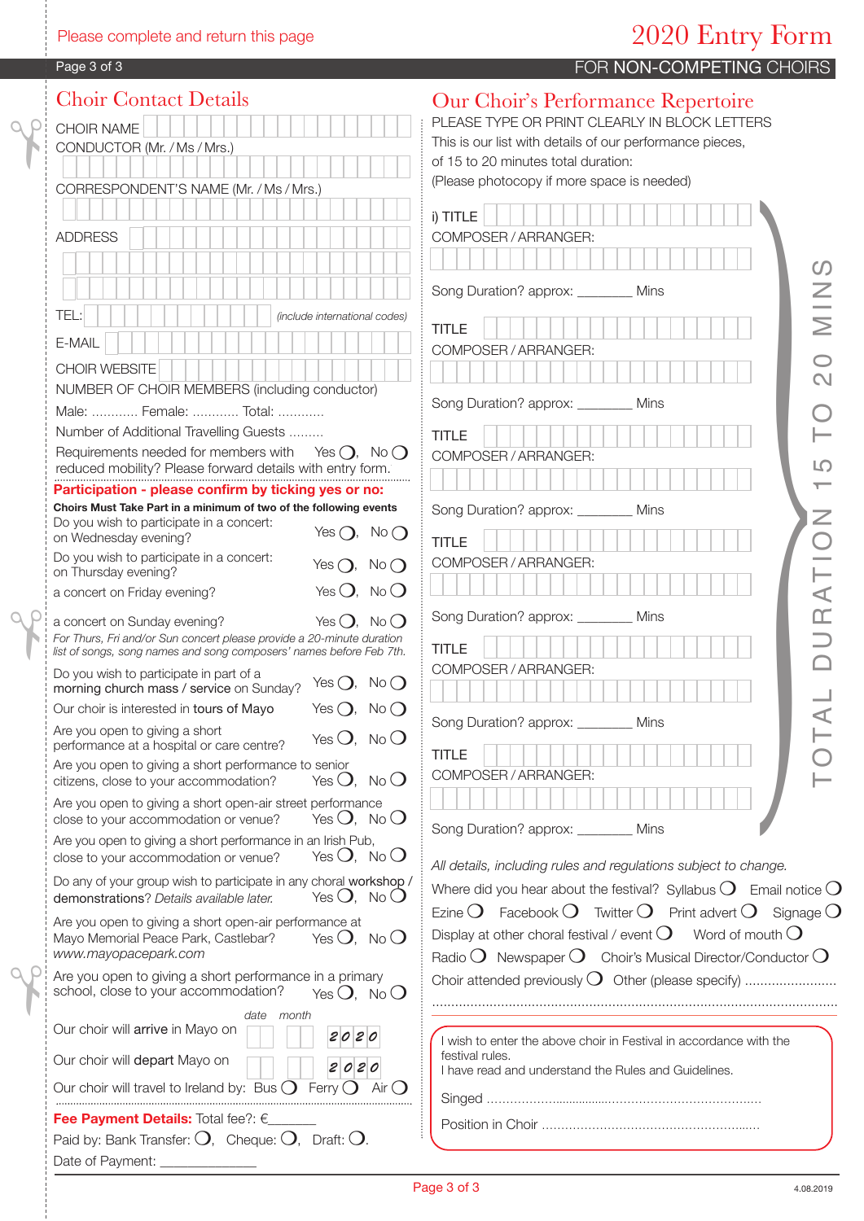Please complete and return this page

# 2020 Entry Form

FOR NON-COMPETING CHOIRS

## Choir Contact Details

CHOIR NAME

CONDUCTOR (Mr. / Ms / Mrs.)

CORRESPONDENT'S NAME (Mr. / Ms / Mrs.)

ADDRESS

TEL: *(include international codes)*

E-MAIL

CHOIR WEBSITE

NUMBER OF CHOIR MEMBERS (including conductor)

Male: ............ Female: ............ Total: ............

Number of Additional Travelling Guests .........

Requirements needed for members with reduced mobility? Please forward details with entry form. Yes ◯, No ◯

**Participation - please confirm by ticking yes or no:**

**Choirs Must Take Part in a minimum of two of the following events**

Do you wish to participate in a concert: on Wednesday evening? Yes ◯, No ◯

Do you wish to participate in a concert: on Thursday evening? Yes ◯, No ◯

a concert on Friday evening? Yes ◯, No ◯

a concert on Sunday evening? Yes ◯, No ◯

*For Thurs, Fri and/or Sun concert please provide a 20-minute duration list of songs, song names and song composers' names before Feb 7th.*

Do you wish to participate in part of a morning church mass / service on Sunday? Yes ◯, No ◯

Our choir is interested in tours of Mayo Yes ◯, No ◯

Are you open to giving a short performance at a hospital or care centre? Yes ◯, No ◯

Are you open to giving a short performance to senior citizens, close to your accommodation? Yes ◯, No ◯

Are you open to giving a short open-air street performance close to your accommodation or venue? Yes ◯, No ◯

Are you open to giving a short performance in an Irish Pub, close to your accommodation or venue? Yes ◯, No ◯

Do any of your group wish to participate in any choral workshop / demonstrations? *Details available later.* Yes ◯, No ◯

Are you open to giving a short open-air performance at Mayo Memorial Peace Park, Castlebar? *www.mayopacepark.com* Yes ◯, No ◯

Are you open to giving a short performance in a primary school, close to your accommodation? Yes ◯, No ◯

Our choir will **arrive** in Mayo on (date / month) 2020

Our choir will **depart** Mayo on (date / month) 2020

Our choir will travel to Ireland by: Bus ◯ Ferry ◯ Air ◯

**Fee Payment Details:** Total fee?: €________

Paid by: Bank Transfer: ◯, Cheque: ◯, Draft: ◯.

Date of Payment: ______________

## Our Choir's Performance Repertoire

PLEASE TYPE OR PRINT CLEARLY IN BLOCK LETTERS

This is our list with details of our performance pieces, of 15 to 20 minutes total duration:

(Please photocopy if more space is needed)

i) TITLE

COMPOSER / ARRANGER:

Song Duration? approx: ________ Mins

TITLE

COMPOSER / ARRANGER:

Song Duration? approx: ________ Mins

TITLE

COMPOSER / ARRANGER:

Song Duration? approx: ________ Mins

TITLE

COMPOSER / ARRANGER:

Song Duration? approx: ________ Mins

TITLE

COMPOSER / ARRANGER:

Song Duration? approx: ________ Mins

TITLE

COMPOSER / ARRANGER:

Song Duration? approx: ________ Mins

TOTAL DURATION 15 TO 20 MINS

*All details, including rules and regulations subject to change.*

Where did you hear about the festival? Syllabus ◯ Email notice ◯ Ezine ◯ Facebook ◯ Twitter ◯ Print advert ◯ Signage ◯ Display at other choral festival / event ◯ Word of mouth ◯ Radio ◯ Newspaper ◯ Choir's Musical Director/Conductor ◯ Choir attended previously ◯ Other (please specify) ........................

..........................................................................................................

I wish to enter the above choir in Festival in accordance with the festival rules.

I have read and understand the Rules and Guidelines.

Singed ......................................................................

Position in Choir ........................................................

4.08.2019